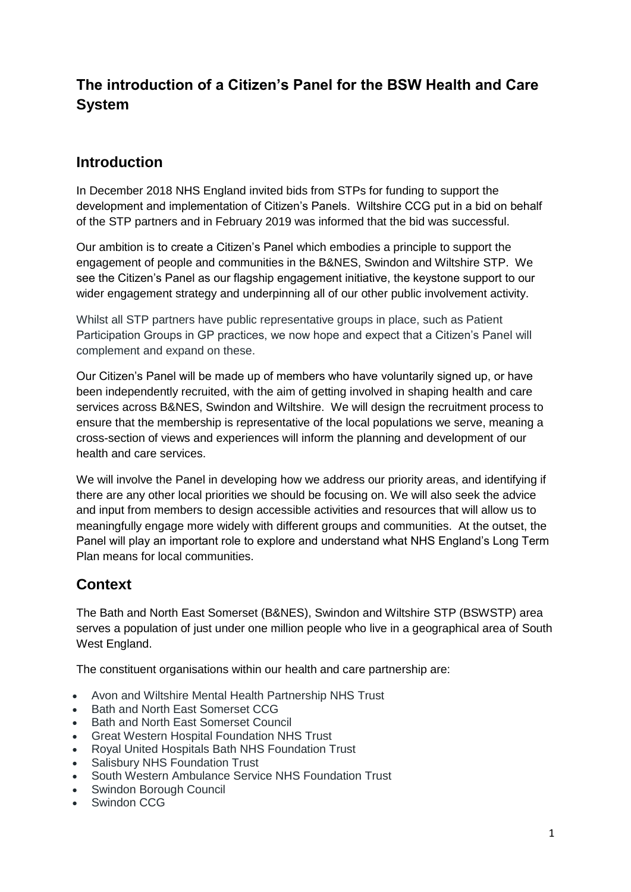# The introduction of a Citizen's Panel for the BSW Health and Care System

## Introduction

In December 2018 NHS England invited bids from STPs for funding to support the development and implementation of Citizen's Panels. Wiltshire CCG put in a bid on behalf of the STP partners and in February 2019 was informed that the bid was successful.

Our ambition is to create a Citizen's Panel which embodies a principle to support the engagement of people and communities in the B&NES, Swindon and Wiltshire STP. We see the Citizen's Panel as our flagship engagement initiative, the keystone support to our wider engagement strategy and underpinning all of our other public involvement activity.

Whilst all STP partners have public representative groups in place, such as Patient Participation Groups in GP practices, we now hope and expect that a Citizen's Panel will complement and expand on these.

Our Citizen's Panel will be made up of members who have voluntarily signed up, or have been independently recruited, with the aim of getting involved in shaping health and care services across B&NES, Swindon and Wiltshire. We will design the recruitment process to ensure that the membership is representative of the local populations we serve, meaning a cross-section of views and experiences will inform the planning and development of our health and care services.

We will involve the Panel in developing how we address our priority areas, and identifying if there are any other local priorities we should be focusing on. We will also seek the advice and input from members to design accessible activities and resources that will allow us to meaningfully engage more widely with different groups and communities. At the outset, the Panel will play an important role to explore and understand what NHS England's Long Term Plan means for local communities.

## Context

The Bath and North East Somerset (B&NES), Swindon and Wiltshire STP (BSWSTP) area serves a population of just under one million people who live in a geographical area of South West England.

The constituent organisations within our health and care partnership are:

- Avon and Wiltshire Mental Health Partnership NHS Trust
- Bath and North East Somerset CCG
- Bath and North East Somerset Council
- Great Western Hospital Foundation NHS Trust
- Royal United Hospitals Bath NHS Foundation Trust
- Salisbury NHS Foundation Trust
- South Western Ambulance Service NHS Foundation Trust
- Swindon Borough Council
- Swindon CCG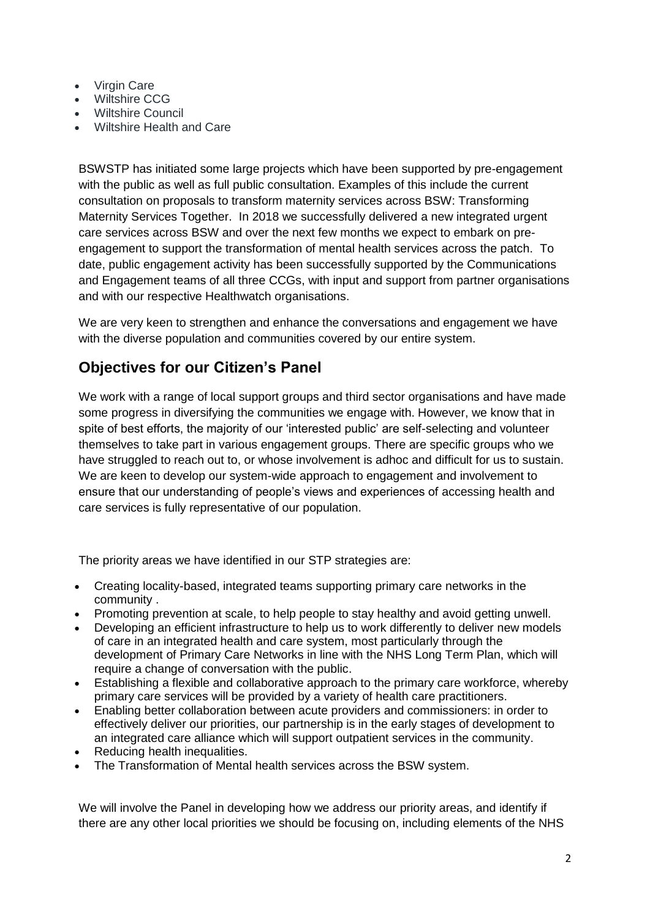- Virgin Care
- Wiltshire CCG
- Wiltshire Council
- Wiltshire Health and Care

BSWSTP has initiated some large projects which have been supported by pre-engagement with the public as well as full public consultation. Examples of this include the current consultation on proposals to transform maternity services across BSW: Transforming Maternity Services Together. In 2018 we successfully delivered a new integrated urgent care services across BSW and over the next few months we expect to embark on pre-engagement to support the transformation of mental health services across the patch. To date, public engagement activity has been successfully supported by the Communications and Engagement teams of all three CCGs, with input and support from partner organisations and with our respective Healthwatch organisations.

We are very keen to strengthen and enhance the conversations and engagement we have with the diverse population and communities covered by our entire system.

## Objectives for our Citizen's Panel

We work with a range of local support groups and third sector organisations and have made some progress in diversifying the communities we engage with. However, we know that in spite of best efforts, the majority of our 'interested public' are self-selecting and volunteer themselves to take part in various engagement groups. There are specific groups who we have struggled to reach out to, or whose involvement is adhoc and difficult for us to sustain. We are keen to develop our system-wide approach to engagement and involvement to ensure that our understanding of people's views and experiences of accessing health and care services is fully representative of our population.

The priority areas we have identified in our STP strategies are:

- Creating locality-based, integrated teams supporting primary care networks in the community .
- Promoting prevention at scale, to help people to stay healthy and avoid getting unwell.
- Developing an efficient infrastructure to help us to work differently to deliver new models of care in an integrated health and care system, most particularly through the development of Primary Care Networks in line with the NHS Long Term Plan, which will require a change of conversation with the public.
- Establishing a flexible and collaborative approach to the primary care workforce, whereby primary care services will be provided by a variety of health care practitioners.
- Enabling better collaboration between acute providers and commissioners: in order to effectively deliver our priorities, our partnership is in the early stages of development to an integrated care alliance which will support outpatient services in the community.
- Reducing health inequalities.
- The Transformation of Mental health services across the BSW system.

We will involve the Panel in developing how we address our priority areas, and identify if there are any other local priorities we should be focusing on, including elements of the NHS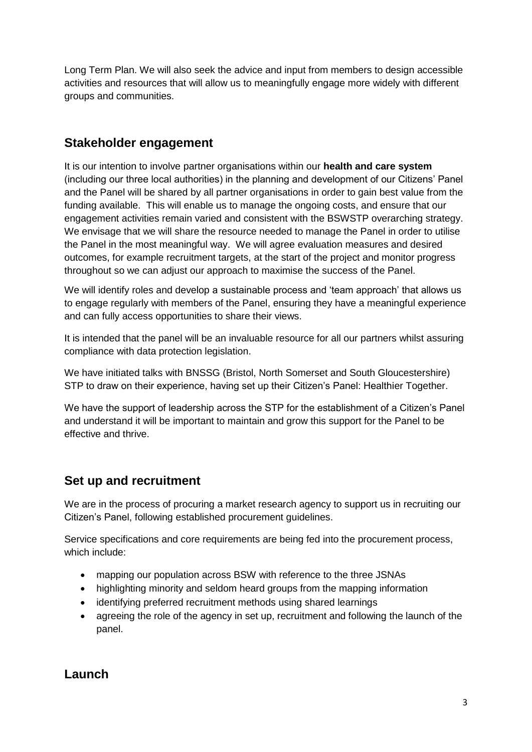Long Term Plan. We will also seek the advice and input from members to design accessible activities and resources that will allow us to meaningfully engage more widely with different groups and communities.

## Stakeholder engagement

It is our intention to involve partner organisations within our **health and care system** (including our three local authorities) in the planning and development of our Citizens' Panel and the Panel will be shared by all partner organisations in order to gain best value from the funding available. This will enable us to manage the ongoing costs, and ensure that our engagement activities remain varied and consistent with the BSWSTP overarching strategy. We envisage that we will share the resource needed to manage the Panel in order to utilise the Panel in the most meaningful way. We will agree evaluation measures and desired outcomes, for example recruitment targets, at the start of the project and monitor progress throughout so we can adjust our approach to maximise the success of the Panel.

We will identify roles and develop a sustainable process and 'team approach' that allows us to engage regularly with members of the Panel, ensuring they have a meaningful experience and can fully access opportunities to share their views.

It is intended that the panel will be an invaluable resource for all our partners whilst assuring compliance with data protection legislation.

We have initiated talks with BNSSG (Bristol, North Somerset and South Gloucestershire) STP to draw on their experience, having set up their Citizen's Panel: Healthier Together.

We have the support of leadership across the STP for the establishment of a Citizen's Panel and understand it will be important to maintain and grow this support for the Panel to be effective and thrive.

## Set up and recruitment

We are in the process of procuring a market research agency to support us in recruiting our Citizen's Panel, following established procurement guidelines.

Service specifications and core requirements are being fed into the procurement process, which include:

- mapping our population across BSW with reference to the three JSNAs
- highlighting minority and seldom heard groups from the mapping information
- identifying preferred recruitment methods using shared learnings
- agreeing the role of the agency in set up, recruitment and following the launch of the panel.

## Launch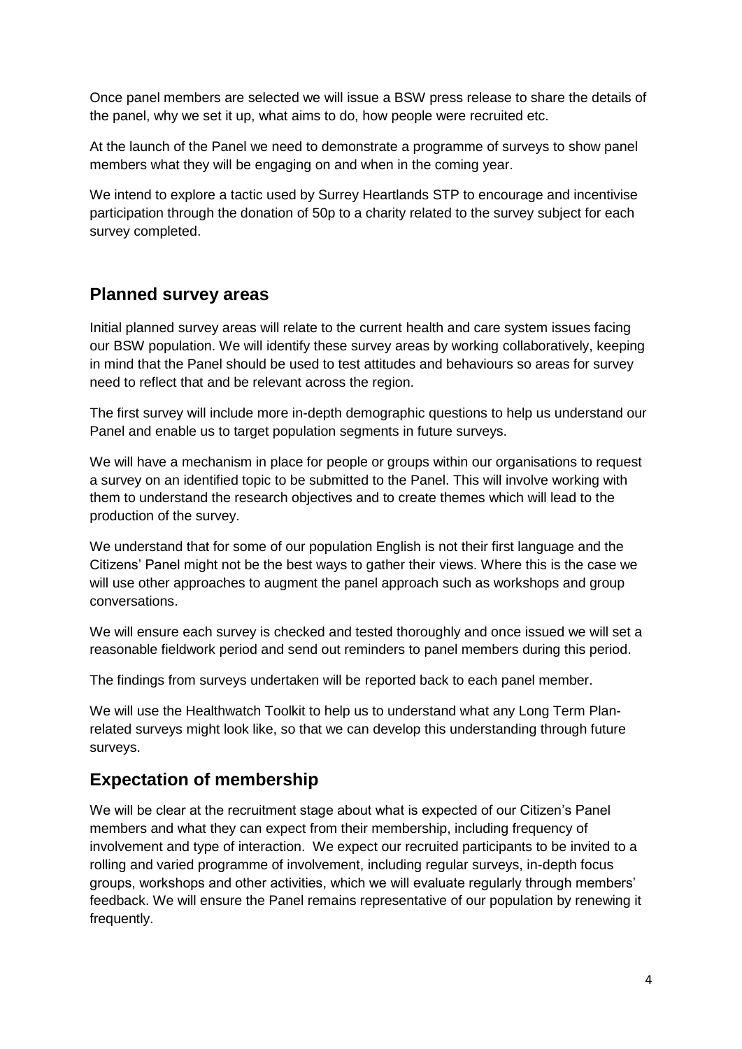Once panel members are selected we will issue a BSW press release to share the details of the panel, why we set it up, what aims to do, how people were recruited etc.

At the launch of the Panel we need to demonstrate a programme of surveys to show panel members what they will be engaging on and when in the coming year.

We intend to explore a tactic used by Surrey Heartlands STP to encourage and incentivise participation through the donation of 50p to a charity related to the survey subject for each survey completed.

## Planned survey areas

Initial planned survey areas will relate to the current health and care system issues facing our BSW population. We will identify these survey areas by working collaboratively, keeping in mind that the Panel should be used to test attitudes and behaviours so areas for survey need to reflect that and be relevant across the region.

The first survey will include more in-depth demographic questions to help us understand our Panel and enable us to target population segments in future surveys.

We will have a mechanism in place for people or groups within our organisations to request a survey on an identified topic to be submitted to the Panel. This will involve working with them to understand the research objectives and to create themes which will lead to the production of the survey.

We understand that for some of our population English is not their first language and the Citizens' Panel might not be the best ways to gather their views. Where this is the case we will use other approaches to augment the panel approach such as workshops and group conversations.

We will ensure each survey is checked and tested thoroughly and once issued we will set a reasonable fieldwork period and send out reminders to panel members during this period.

The findings from surveys undertaken will be reported back to each panel member.

We will use the Healthwatch Toolkit to help us to understand what any Long Term Plan-related surveys might look like, so that we can develop this understanding through future surveys.

## Expectation of membership

We will be clear at the recruitment stage about what is expected of our Citizen's Panel members and what they can expect from their membership, including frequency of involvement and type of interaction. We expect our recruited participants to be invited to a rolling and varied programme of involvement, including regular surveys, in-depth focus groups, workshops and other activities, which we will evaluate regularly through members' feedback. We will ensure the Panel remains representative of our population by renewing it frequently.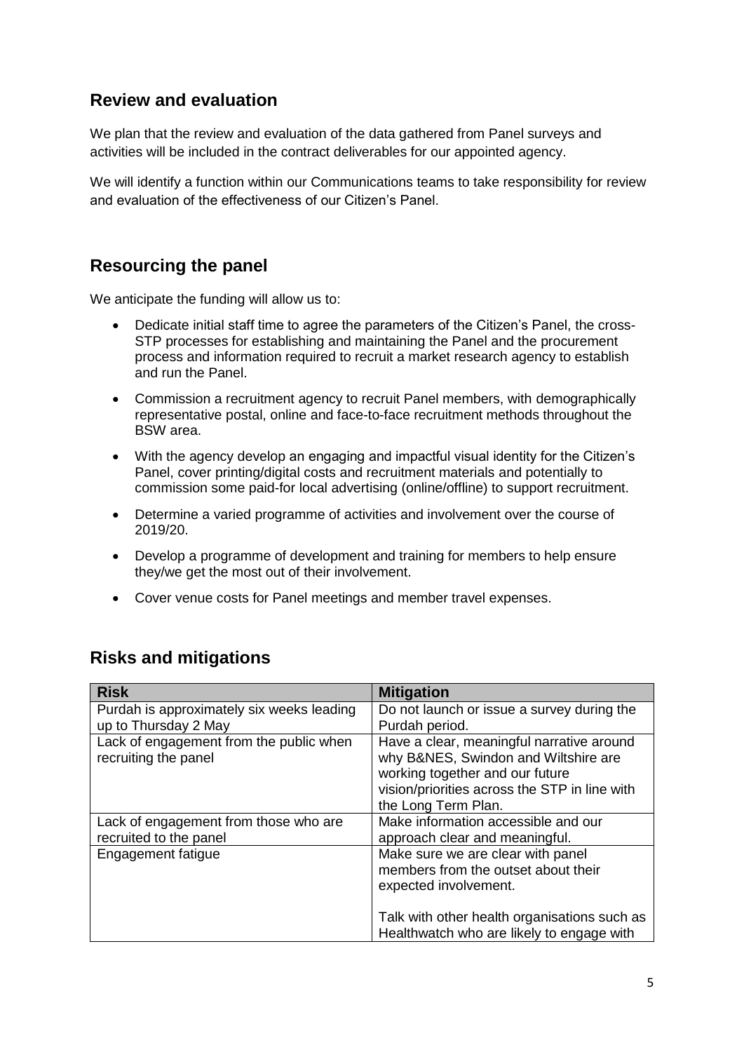## Review and evaluation

We plan that the review and evaluation of the data gathered from Panel surveys and activities will be included in the contract deliverables for our appointed agency.

We will identify a function within our Communications teams to take responsibility for review and evaluation of the effectiveness of our Citizen's Panel.

## Resourcing the panel

We anticipate the funding will allow us to:

- Dedicate initial staff time to agree the parameters of the Citizen's Panel, the cross-STP processes for establishing and maintaining the Panel and the procurement process and information required to recruit a market research agency to establish and run the Panel.
- Commission a recruitment agency to recruit Panel members, with demographically representative postal, online and face-to-face recruitment methods throughout the BSW area.
- With the agency develop an engaging and impactful visual identity for the Citizen's Panel, cover printing/digital costs and recruitment materials and potentially to commission some paid-for local advertising (online/offline) to support recruitment.
- Determine a varied programme of activities and involvement over the course of 2019/20.
- Develop a programme of development and training for members to help ensure they/we get the most out of their involvement.
- Cover venue costs for Panel meetings and member travel expenses.

## Risks and mitigations

| Risk | Mitigation |
| --- | --- |
| Purdah is approximately six weeks leading up to Thursday 2 May | Do not launch or issue a survey during the Purdah period. |
| Lack of engagement from the public when recruiting the panel | Have a clear, meaningful narrative around why B&NES, Swindon and Wiltshire are working together and our future vision/priorities across the STP in line with the Long Term Plan. |
| Lack of engagement from those who are recruited to the panel | Make information accessible and our approach clear and meaningful. |
| Engagement fatigue | Make sure we are clear with panel members from the outset about their expected involvement.<br><br>Talk with other health organisations such as Healthwatch who are likely to engage with |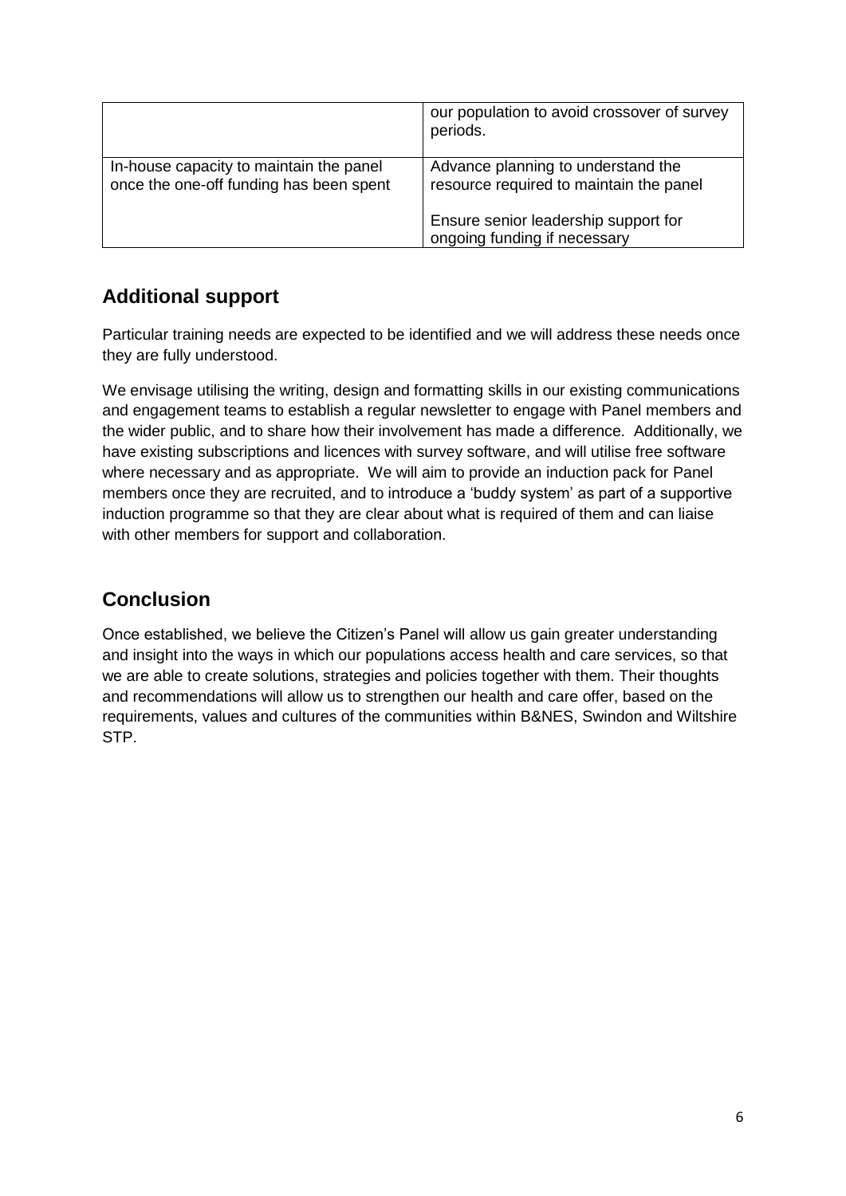| | |
|---|---|
| | our population to avoid crossover of survey periods. |
| In-house capacity to maintain the panel once the one-off funding has been spent | Advance planning to understand the resource required to maintain the panel<br><br>Ensure senior leadership support for ongoing funding if necessary |

## Additional support

Particular training needs are expected to be identified and we will address these needs once they are fully understood.

We envisage utilising the writing, design and formatting skills in our existing communications and engagement teams to establish a regular newsletter to engage with Panel members and the wider public, and to share how their involvement has made a difference. Additionally, we have existing subscriptions and licences with survey software, and will utilise free software where necessary and as appropriate. We will aim to provide an induction pack for Panel members once they are recruited, and to introduce a 'buddy system' as part of a supportive induction programme so that they are clear about what is required of them and can liaise with other members for support and collaboration.

## Conclusion

Once established, we believe the Citizen's Panel will allow us gain greater understanding and insight into the ways in which our populations access health and care services, so that we are able to create solutions, strategies and policies together with them. Their thoughts and recommendations will allow us to strengthen our health and care offer, based on the requirements, values and cultures of the communities within B&NES, Swindon and Wiltshire STP.